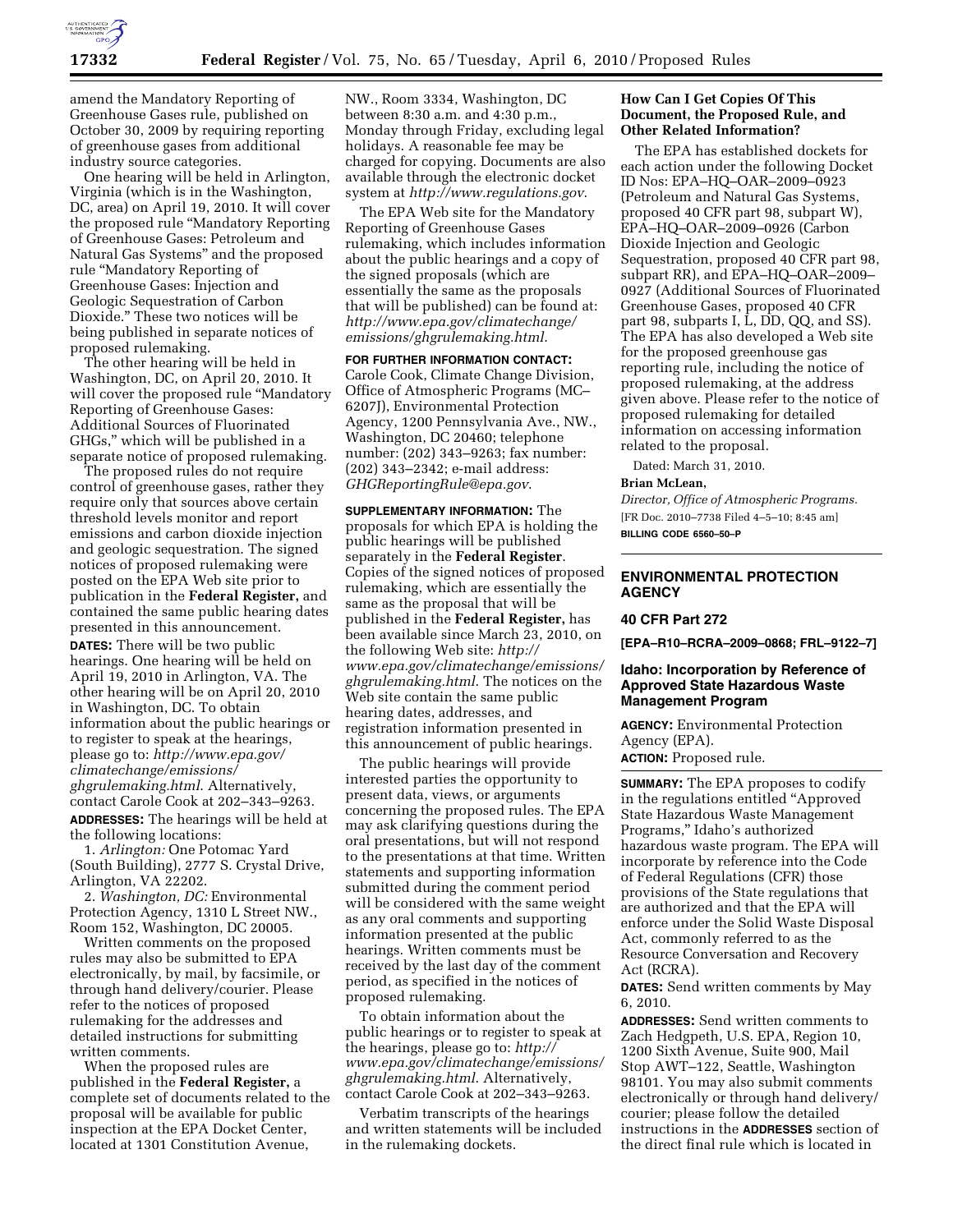amend the Mandatory Reporting of Greenhouse Gases rule, published on October 30, 2009 by requiring reporting of greenhouse gases from additional industry source categories.

One hearing will be held in Arlington, Virginia (which is in the Washington, DC, area) on April 19, 2010. It will cover the proposed rule "Mandatory Reporting of Greenhouse Gases: Petroleum and Natural Gas Systems" and the proposed rule "Mandatory Reporting of Greenhouse Gases: Injection and Geologic Sequestration of Carbon Dioxide." These two notices will be being published in separate notices of proposed rulemaking.

The other hearing will be held in Washington, DC, on April 20, 2010. It will cover the proposed rule "Mandatory Reporting of Greenhouse Gases: Additional Sources of Fluorinated GHGs," which will be published in a separate notice of proposed rulemaking.

The proposed rules do not require control of greenhouse gases, rather they require only that sources above certain threshold levels monitor and report emissions and carbon dioxide injection and geologic sequestration. The signed notices of proposed rulemaking were posted on the EPA Web site prior to publication in the **Federal Register,** and contained the same public hearing dates presented in this announcement.

**DATES:** There will be two public hearings. One hearing will be held on April 19, 2010 in Arlington, VA. The other hearing will be on April 20, 2010 in Washington, DC. To obtain information about the public hearings or to register to speak at the hearings, please go to: *http://www.epa.gov/climatechange/emissions/ghgrulemaking.html*. Alternatively, contact Carole Cook at 202–343–9263.

**ADDRESSES:** The hearings will be held at the following locations:

1. *Arlington:* One Potomac Yard (South Building), 2777 S. Crystal Drive, Arlington, VA 22202.

2. *Washington, DC:* Environmental Protection Agency, 1310 L Street NW., Room 152, Washington, DC 20005.

Written comments on the proposed rules may also be submitted to EPA electronically, by mail, by facsimile, or through hand delivery/courier. Please refer to the notices of proposed rulemaking for the addresses and detailed instructions for submitting written comments.

When the proposed rules are published in the **Federal Register,** a complete set of documents related to the proposal will be available for public inspection at the EPA Docket Center, located at 1301 Constitution Avenue, NW., Room 3334, Washington, DC between 8:30 a.m. and 4:30 p.m., Monday through Friday, excluding legal holidays. A reasonable fee may be charged for copying. Documents are also available through the electronic docket system at *http://www.regulations.gov*.

The EPA Web site for the Mandatory Reporting of Greenhouse Gases rulemaking, which includes information about the public hearings and a copy of the signed proposals (which are essentially the same as the proposals that will be published) can be found at: *http://www.epa.gov/climatechange/emissions/ghgrulemaking.html*.

**FOR FURTHER INFORMATION CONTACT:** Carole Cook, Climate Change Division, Office of Atmospheric Programs (MC–6207J), Environmental Protection Agency, 1200 Pennsylvania Ave., NW., Washington, DC 20460; telephone number: (202) 343–9263; fax number: (202) 343–2342; e-mail address: *GHGReportingRule@epa.gov*.

**SUPPLEMENTARY INFORMATION:** The proposals for which EPA is holding the public hearings will be published separately in the **Federal Register**. Copies of the signed notices of proposed rulemaking, which are essentially the same as the proposal that will be published in the **Federal Register,** has been available since March 23, 2010, on the following Web site: *http://www.epa.gov/climatechange/emissions/ghgrulemaking.html*. The notices on the Web site contain the same public hearing dates, addresses, and registration information presented in this announcement of public hearings.

The public hearings will provide interested parties the opportunity to present data, views, or arguments concerning the proposed rules. The EPA may ask clarifying questions during the oral presentations, but will not respond to the presentations at that time. Written statements and supporting information submitted during the comment period will be considered with the same weight as any oral comments and supporting information presented at the public hearings. Written comments must be received by the last day of the comment period, as specified in the notices of proposed rulemaking.

To obtain information about the public hearings or to register to speak at the hearings, please go to: *http://www.epa.gov/climatechange/emissions/ghgrulemaking.html*. Alternatively, contact Carole Cook at 202–343–9263.

Verbatim transcripts of the hearings and written statements will be included in the rulemaking dockets.

### How Can I Get Copies Of This Document, the Proposed Rule, and Other Related Information?

The EPA has established dockets for each action under the following Docket ID Nos: EPA–HQ–OAR–2009–0923 (Petroleum and Natural Gas Systems, proposed 40 CFR part 98, subpart W), EPA–HQ–OAR–2009–0926 (Carbon Dioxide Injection and Geologic Sequestration, proposed 40 CFR part 98, subpart RR), and EPA–HQ–OAR–2009–0927 (Additional Sources of Fluorinated Greenhouse Gases, proposed 40 CFR part 98, subparts I, L, DD, QQ, and SS). The EPA has also developed a Web site for the proposed greenhouse gas reporting rule, including the notice of proposed rulemaking, at the address given above. Please refer to the notice of proposed rulemaking for detailed information on accessing information related to the proposal.

Dated: March 31, 2010.

**Brian McLean,**

*Director, Office of Atmospheric Programs.*

[FR Doc. 2010–7738 Filed 4–5–10; 8:45 am]

**BILLING CODE 6560–50–P**

---

## ENVIRONMENTAL PROTECTION AGENCY

### 40 CFR Part 272

**[EPA–R10–RCRA–2009–0868; FRL–9122–7]**

### Idaho: Incorporation by Reference of Approved State Hazardous Waste Management Program

**AGENCY:** Environmental Protection Agency (EPA).

**ACTION:** Proposed rule.

**SUMMARY:** The EPA proposes to codify in the regulations entitled "Approved State Hazardous Waste Management Programs," Idaho's authorized hazardous waste program. The EPA will incorporate by reference into the Code of Federal Regulations (CFR) those provisions of the State regulations that are authorized and that the EPA will enforce under the Solid Waste Disposal Act, commonly referred to as the Resource Conversation and Recovery Act (RCRA).

**DATES:** Send written comments by May 6, 2010.

**ADDRESSES:** Send written comments to Zach Hedgpeth, U.S. EPA, Region 10, 1200 Sixth Avenue, Suite 900, Mail Stop AWT–122, Seattle, Washington 98101. You may also submit comments electronically or through hand delivery/courier; please follow the detailed instructions in the **ADDRESSES** section of the direct final rule which is located in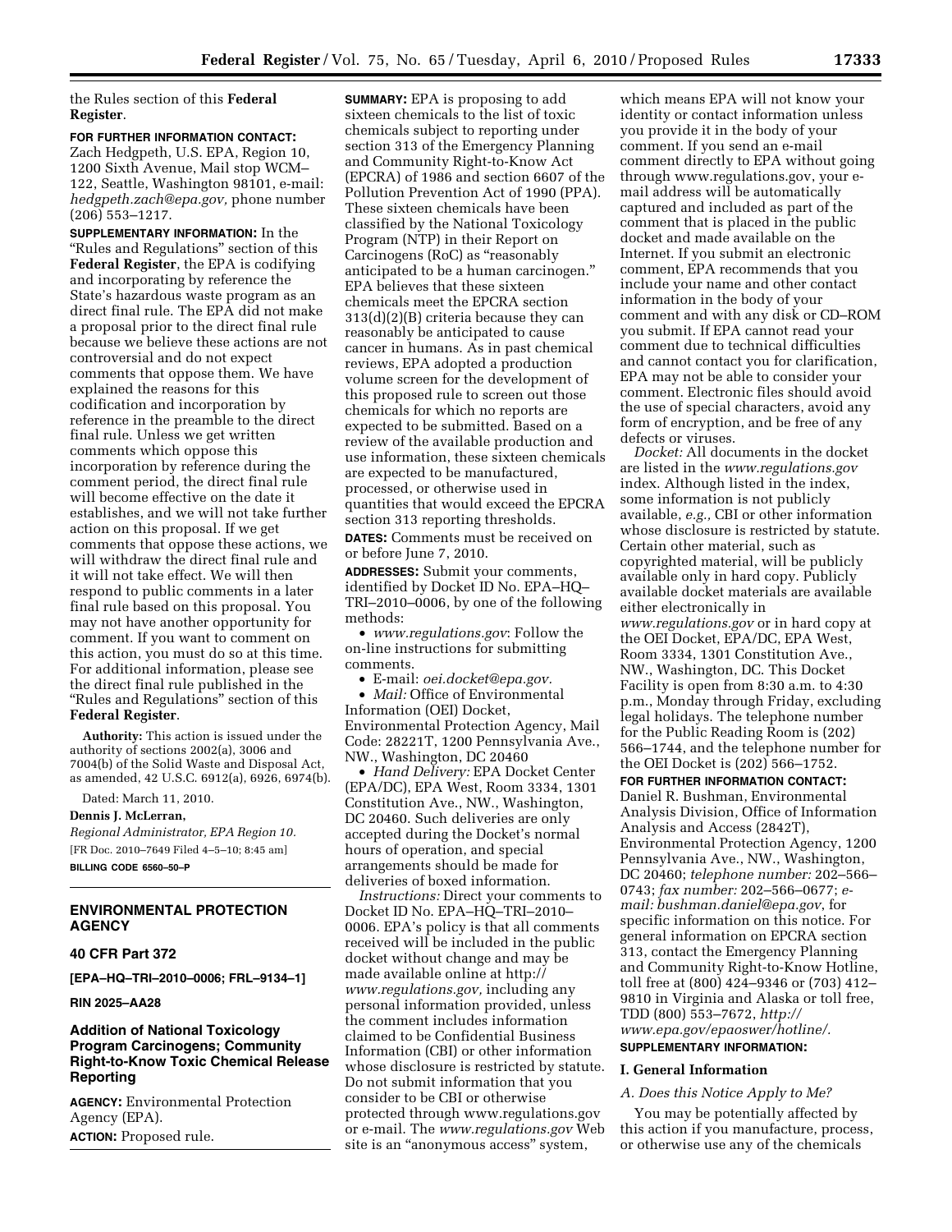the Rules section of this **Federal Register**.

**FOR FURTHER INFORMATION CONTACT:** Zach Hedgpeth, U.S. EPA, Region 10, 1200 Sixth Avenue, Mail stop WCM–122, Seattle, Washington 98101, e-mail: *hedgpeth.zach@epa.gov,* phone number (206) 553–1217.

**SUPPLEMENTARY INFORMATION:** In the "Rules and Regulations" section of this **Federal Register**, the EPA is codifying and incorporating by reference the State's hazardous waste program as an direct final rule. The EPA did not make a proposal prior to the direct final rule because we believe these actions are not controversial and do not expect comments that oppose them. We have explained the reasons for this codification and incorporation by reference in the preamble to the direct final rule. Unless we get written comments which oppose this incorporation by reference during the comment period, the direct final rule will become effective on the date it establishes, and we will not take further action on this proposal. If we get comments that oppose these actions, we will withdraw the direct final rule and it will not take effect. We will then respond to public comments in a later final rule based on this proposal. You may not have another opportunity for comment. If you want to comment on this action, you must do so at this time. For additional information, please see the direct final rule published in the "Rules and Regulations" section of this **Federal Register**.

**Authority:** This action is issued under the authority of sections 2002(a), 3006 and 7004(b) of the Solid Waste and Disposal Act, as amended, 42 U.S.C. 6912(a), 6926, 6974(b).

Dated: March 11, 2010.

**Dennis J. McLerran,**

*Regional Administrator, EPA Region 10.*

[FR Doc. 2010–7649 Filed 4–5–10; 8:45 am]

**BILLING CODE 6560–50–P**

---

## ENVIRONMENTAL PROTECTION AGENCY

### 40 CFR Part 372

**[EPA–HQ–TRI–2010–0006; FRL–9134–1]**

**RIN 2025–AA28**

### Addition of National Toxicology Program Carcinogens; Community Right-to-Know Toxic Chemical Release Reporting

**AGENCY:** Environmental Protection Agency (EPA).

**ACTION:** Proposed rule.

**SUMMARY:** EPA is proposing to add sixteen chemicals to the list of toxic chemicals subject to reporting under section 313 of the Emergency Planning and Community Right-to-Know Act (EPCRA) of 1986 and section 6607 of the Pollution Prevention Act of 1990 (PPA). These sixteen chemicals have been classified by the National Toxicology Program (NTP) in their Report on Carcinogens (RoC) as "reasonably anticipated to be a human carcinogen." EPA believes that these sixteen chemicals meet the EPCRA section 313(d)(2)(B) criteria because they can reasonably be anticipated to cause cancer in humans. As in past chemical reviews, EPA adopted a production volume screen for the development of this proposed rule to screen out those chemicals for which no reports are expected to be submitted. Based on a review of the available production and use information, these sixteen chemicals are expected to be manufactured, processed, or otherwise used in quantities that would exceed the EPCRA section 313 reporting thresholds.

**DATES:** Comments must be received on or before June 7, 2010.

**ADDRESSES:** Submit your comments, identified by Docket ID No. EPA–HQ–TRI–2010–0006, by one of the following methods:

- *www.regulations.gov*: Follow the on-line instructions for submitting comments.
- E-mail: *oei.docket@epa.gov.*
- *Mail:* Office of Environmental Information (OEI) Docket, Environmental Protection Agency, Mail Code: 28221T, 1200 Pennsylvania Ave., NW., Washington, DC 20460
- *Hand Delivery:* EPA Docket Center (EPA/DC), EPA West, Room 3334, 1301 Constitution Ave., NW., Washington, DC 20460. Such deliveries are only accepted during the Docket's normal hours of operation, and special arrangements should be made for deliveries of boxed information.

*Instructions:* Direct your comments to Docket ID No. EPA–HQ–TRI–2010–0006. EPA's policy is that all comments received will be included in the public docket without change and may be made available online at *http://www.regulations.gov,* including any personal information provided, unless the comment includes information claimed to be Confidential Business Information (CBI) or other information whose disclosure is restricted by statute. Do not submit information that you consider to be CBI or otherwise protected through www.regulations.gov or e-mail. The *www.regulations.gov* Web site is an "anonymous access" system, which means EPA will not know your identity or contact information unless you provide it in the body of your comment. If you send an e-mail comment directly to EPA without going through www.regulations.gov, your e-mail address will be automatically captured and included as part of the comment that is placed in the public docket and made available on the Internet. If you submit an electronic comment, EPA recommends that you include your name and other contact information in the body of your comment and with any disk or CD–ROM you submit. If EPA cannot read your comment due to technical difficulties and cannot contact you for clarification, EPA may not be able to consider your comment. Electronic files should avoid the use of special characters, avoid any form of encryption, and be free of any defects or viruses.

*Docket:* All documents in the docket are listed in the *www.regulations.gov* index. Although listed in the index, some information is not publicly available, *e.g.,* CBI or other information whose disclosure is restricted by statute. Certain other material, such as copyrighted material, will be publicly available only in hard copy. Publicly available docket materials are available either electronically in *www.regulations.gov* or in hard copy at the OEI Docket, EPA/DC, EPA West, Room 3334, 1301 Constitution Ave., NW., Washington, DC. This Docket Facility is open from 8:30 a.m. to 4:30 p.m., Monday through Friday, excluding legal holidays. The telephone number for the Public Reading Room is (202) 566–1744, and the telephone number for the OEI Docket is (202) 566–1752.

**FOR FURTHER INFORMATION CONTACT:** Daniel R. Bushman, Environmental Analysis Division, Office of Information Analysis and Access (2842T), Environmental Protection Agency, 1200 Pennsylvania Ave., NW., Washington, DC 20460; *telephone number:* 202–566–0743; *fax number:* 202–566–0677; *e-mail: bushman.daniel@epa.gov*, for specific information on this notice. For general information on EPCRA section 313, contact the Emergency Planning and Community Right-to-Know Hotline, toll free at (800) 424–9346 or (703) 412–9810 in Virginia and Alaska or toll free, TDD (800) 553–7672, *http://www.epa.gov/epaoswer/hotline/.*

**SUPPLEMENTARY INFORMATION:**

#### I. General Information

*A. Does this Notice Apply to Me?*

You may be potentially affected by this action if you manufacture, process, or otherwise use any of the chemicals